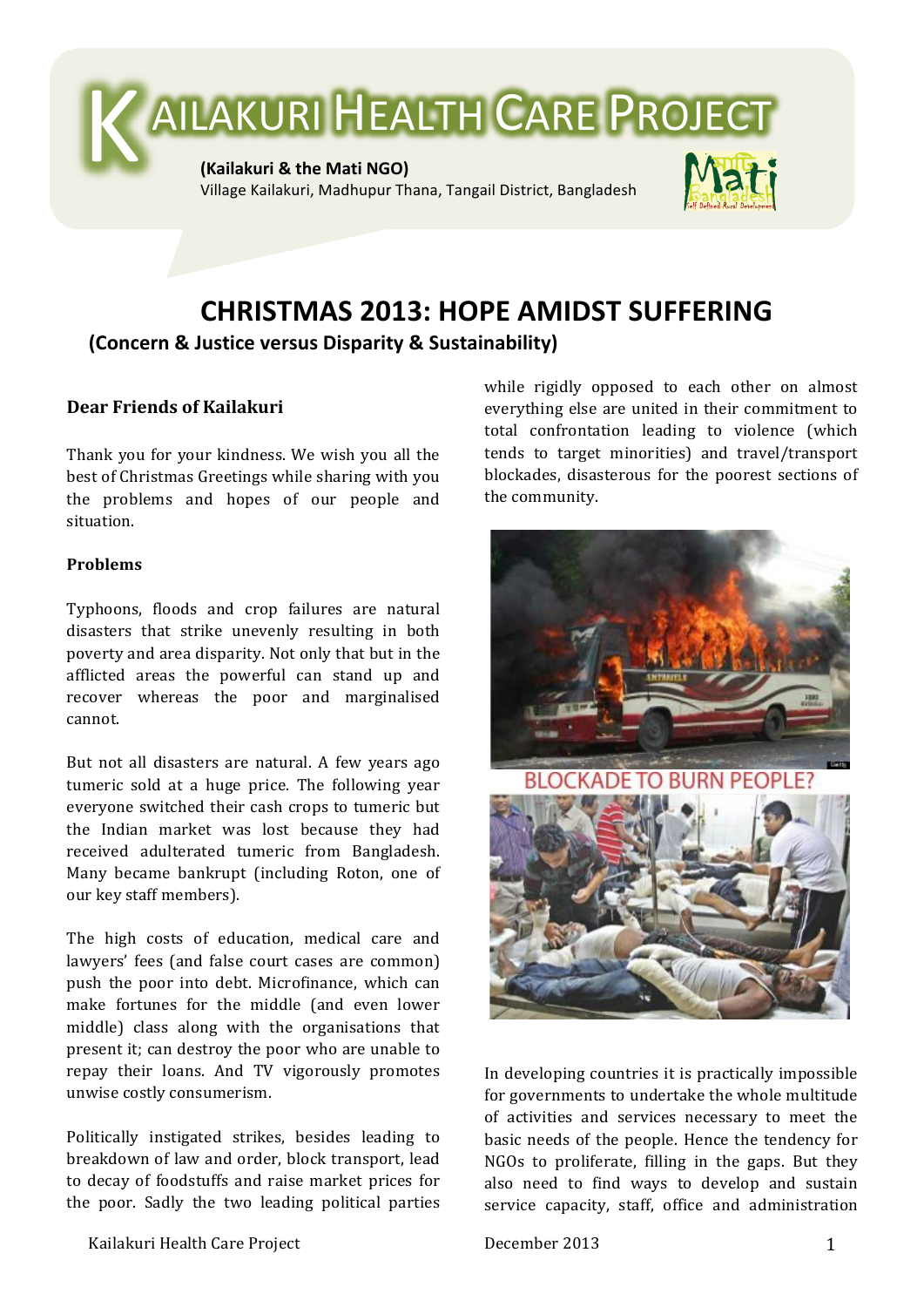# KAILAKURI HEALTH CARE PROJECT

**(Kailakuri & the Mati NGO)**
Village Kailakuri, Madhupur Thana, Tangail District, Bangladesh

## CHRISTMAS 2013: HOPE AMIDST SUFFERING

**(Concern & Justice versus Disparity & Sustainability)**

### Dear Friends of Kailakuri

Thank you for your kindness. We wish you all the best of Christmas Greetings while sharing with you the problems and hopes of our people and situation.

#### Problems

Typhoons, floods and crop failures are natural disasters that strike unevenly resulting in both poverty and area disparity. Not only that but in the afflicted areas the powerful can stand up and recover whereas the poor and marginalised cannot.

But not all disasters are natural. A few years ago tumeric sold at a huge price. The following year everyone switched their cash crops to tumeric but the Indian market was lost because they had received adulterated tumeric from Bangladesh. Many became bankrupt (including Roton, one of our key staff members).

The high costs of education, medical care and lawyers' fees (and false court cases are common) push the poor into debt. Microfinance, which can make fortunes for the middle (and even lower middle) class along with the organisations that present it; can destroy the poor who are unable to repay their loans. And TV vigorously promotes unwise costly consumerism.

Politically instigated strikes, besides leading to breakdown of law and order, block transport, lead to decay of foodstuffs and raise market prices for the poor. Sadly the two leading political parties while rigidly opposed to each other on almost everything else are united in their commitment to total confrontation leading to violence (which tends to target minorities) and travel/transport blockades, disasterous for the poorest sections of the community.

BLOCKADE TO BURN PEOPLE?

In developing countries it is practically impossible for governments to undertake the whole multitude of activities and services necessary to meet the basic needs of the people. Hence the tendency for NGOs to proliferate, filling in the gaps. But they also need to find ways to develop and sustain service capacity, staff, office and administration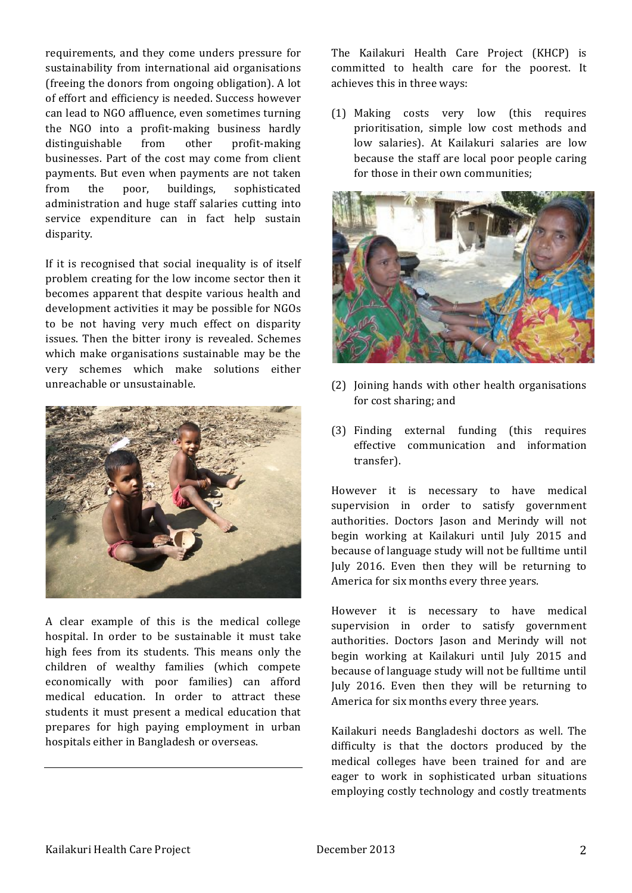requirements, and they come unders pressure for sustainability from international aid organisations (freeing the donors from ongoing obligation). A lot of effort and efficiency is needed. Success however can lead to NGO affluence, even sometimes turning the NGO into a profit-making business hardly distinguishable from other profit-making businesses. Part of the cost may come from client payments. But even when payments are not taken from the poor, buildings, sophisticated administration and huge staff salaries cutting into service expenditure can in fact help sustain disparity.

If it is recognised that social inequality is of itself problem creating for the low income sector then it becomes apparent that despite various health and development activities it may be possible for NGOs to be not having very much effect on disparity issues. Then the bitter irony is revealed. Schemes which make organisations sustainable may be the very schemes which make solutions either unreachable or unsustainable.

A clear example of this is the medical college hospital. In order to be sustainable it must take high fees from its students. This means only the children of wealthy families (which compete economically with poor families) can afford medical education. In order to attract these students it must present a medical education that prepares for high paying employment in urban hospitals either in Bangladesh or overseas.

The Kailakuri Health Care Project (KHCP) is committed to health care for the poorest. It achieves this in three ways:

(1) Making costs very low (this requires prioritisation, simple low cost methods and low salaries). At Kailakuri salaries are low because the staff are local poor people caring for those in their own communities;

(2) Joining hands with other health organisations for cost sharing; and

(3) Finding external funding (this requires effective communication and information transfer).

However it is necessary to have medical supervision in order to satisfy government authorities. Doctors Jason and Merindy will not begin working at Kailakuri until July 2015 and because of language study will not be fulltime until July 2016. Even then they will be returning to America for six months every three years.

However it is necessary to have medical supervision in order to satisfy government authorities. Doctors Jason and Merindy will not begin working at Kailakuri until July 2015 and because of language study will not be fulltime until July 2016. Even then they will be returning to America for six months every three years.

Kailakuri needs Bangladeshi doctors as well. The difficulty is that the doctors produced by the medical colleges have been trained for and are eager to work in sophisticated urban situations employing costly technology and costly treatments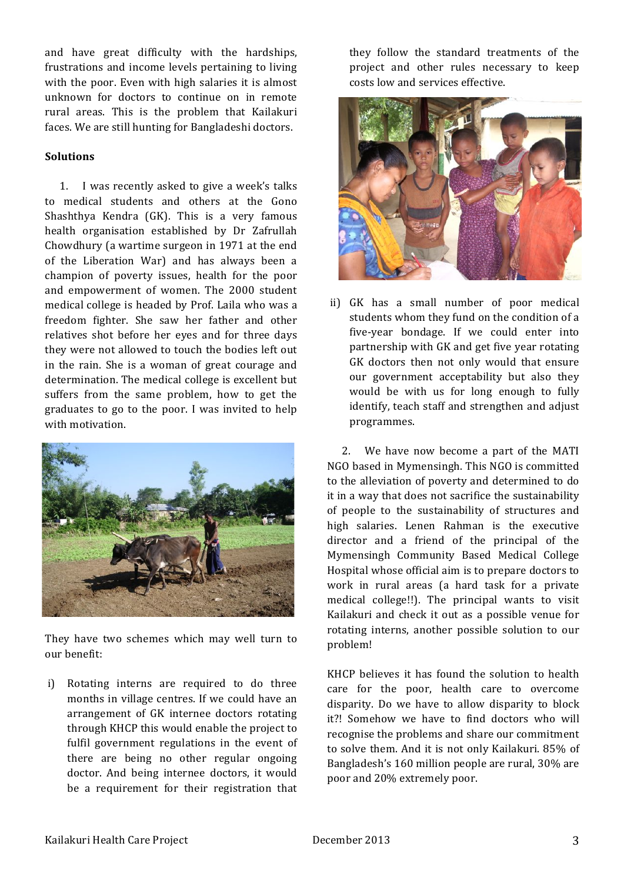and have great difficulty with the hardships, frustrations and income levels pertaining to living with the poor. Even with high salaries it is almost unknown for doctors to continue on in remote rural areas. This is the problem that Kailakuri faces. We are still hunting for Bangladeshi doctors.

**Solutions**

1. I was recently asked to give a week's talks to medical students and others at the Gono Shashthya Kendra (GK). This is a very famous health organisation established by Dr Zafrullah Chowdhury (a wartime surgeon in 1971 at the end of the Liberation War) and has always been a champion of poverty issues, health for the poor and empowerment of women. The 2000 student medical college is headed by Prof. Laila who was a freedom fighter. She saw her father and other relatives shot before her eyes and for three days they were not allowed to touch the bodies left out in the rain. She is a woman of great courage and determination. The medical college is excellent but suffers from the same problem, how to get the graduates to go to the poor. I was invited to help with motivation.

They have two schemes which may well turn to our benefit:

i) Rotating interns are required to do three months in village centres. If we could have an arrangement of GK internee doctors rotating through KHCP this would enable the project to fulfil government regulations in the event of there are being no other regular ongoing doctor. And being internee doctors, it would be a requirement for their registration that they follow the standard treatments of the project and other rules necessary to keep costs low and services effective.

ii) GK has a small number of poor medical students whom they fund on the condition of a five-year bondage. If we could enter into partnership with GK and get five year rotating GK doctors then not only would that ensure our government acceptability but also they would be with us for long enough to fully identify, teach staff and strengthen and adjust programmes.

2. We have now become a part of the MATI NGO based in Mymensingh. This NGO is committed to the alleviation of poverty and determined to do it in a way that does not sacrifice the sustainability of people to the sustainability of structures and high salaries. Lenen Rahman is the executive director and a friend of the principal of the Mymensingh Community Based Medical College Hospital whose official aim is to prepare doctors to work in rural areas (a hard task for a private medical college!!). The principal wants to visit Kailakuri and check it out as a possible venue for rotating interns, another possible solution to our problem!

KHCP believes it has found the solution to health care for the poor, health care to overcome disparity. Do we have to allow disparity to block it?! Somehow we have to find doctors who will recognise the problems and share our commitment to solve them. And it is not only Kailakuri. 85% of Bangladesh's 160 million people are rural, 30% are poor and 20% extremely poor.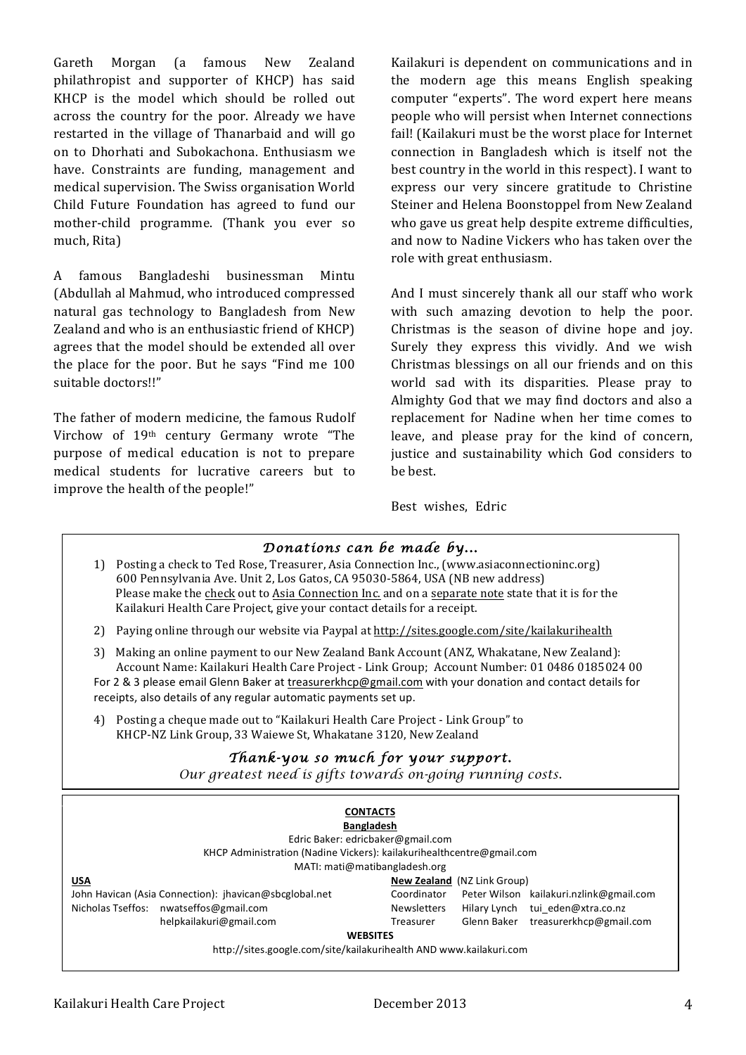Gareth Morgan (a famous New Zealand philathropist and supporter of KHCP) has said KHCP is the model which should be rolled out across the country for the poor. Already we have restarted in the village of Thanarbaid and will go on to Dhorhati and Subokachona. Enthusiasm we have. Constraints are funding, management and medical supervision. The Swiss organisation World Child Future Foundation has agreed to fund our mother-child programme. (Thank you ever so much, Rita)

A famous Bangladeshi businessman Mintu (Abdullah al Mahmud, who introduced compressed natural gas technology to Bangladesh from New Zealand and who is an enthusiastic friend of KHCP) agrees that the model should be extended all over the place for the poor. But he says "Find me 100 suitable doctors!!"

The father of modern medicine, the famous Rudolf Virchow of 19th century Germany wrote "The purpose of medical education is not to prepare medical students for lucrative careers but to improve the health of the people!"

Kailakuri is dependent on communications and in the modern age this means English speaking computer "experts". The word expert here means people who will persist when Internet connections fail! (Kailakuri must be the worst place for Internet connection in Bangladesh which is itself not the best country in the world in this respect). I want to express our very sincere gratitude to Christine Steiner and Helena Boonstoppel from New Zealand who gave us great help despite extreme difficulties, and now to Nadine Vickers who has taken over the role with great enthusiasm.

And I must sincerely thank all our staff who work with such amazing devotion to help the poor. Christmas is the season of divine hope and joy. Surely they express this vividly. And we wish Christmas blessings on all our friends and on this world sad with its disparities. Please pray to Almighty God that we may find doctors and also a replacement for Nadine when her time comes to leave, and please pray for the kind of concern, justice and sustainability which God considers to be best.

Best wishes, Edric

### *Donations can be made by...*

1) Posting a check to Ted Rose, Treasurer, Asia Connection Inc., (www.asiaconnectioninc.org) 600 Pennsylvania Ave. Unit 2, Los Gatos, CA 95030-5864, USA (NB new address)
   Please make the check out to Asia Connection Inc. and on a separate note state that it is for the Kailakuri Health Care Project, give your contact details for a receipt.
2) Paying online through our website via Paypal at http://sites.google.com/site/kailakurihealth
3) Making an online payment to our New Zealand Bank Account (ANZ, Whakatane, New Zealand):
   Account Name: Kailakuri Health Care Project - Link Group; Account Number: 01 0486 0185024 00

For 2 & 3 please email Glenn Baker at treasurerkhcp@gmail.com with your donation and contact details for receipts, also details of any regular automatic payments set up.

4) Posting a cheque made out to "Kailakuri Health Care Project - Link Group" to KHCP-NZ Link Group, 33 Waiewe St, Whakatane 3120, New Zealand

*Thank-you so much for your support.*

*Our greatest need is gifts towards on-going running costs.*

**CONTACTS**

**Bangladesh**

Edric Baker: edricbaker@gmail.com

KHCP Administration (Nadine Vickers): kailakurihealthcentre@gmail.com

MATI: mati@matibangladesh.org

**USA**

John Havican (Asia Connection): jhavican@sbcglobal.net

Nicholas Tseffos: nwatseffos@gmail.com

helpkailakuri@gmail.com

**New Zealand** (NZ Link Group)

Coordinator Peter Wilson kailakuri.nzlink@gmail.com

Newsletters Hilary Lynch tui_eden@xtra.co.nz

Treasurer Glenn Baker treasurerkhcp@gmail.com

**WEBSITES**

http://sites.google.com/site/kailakurihealth AND www.kailakuri.com